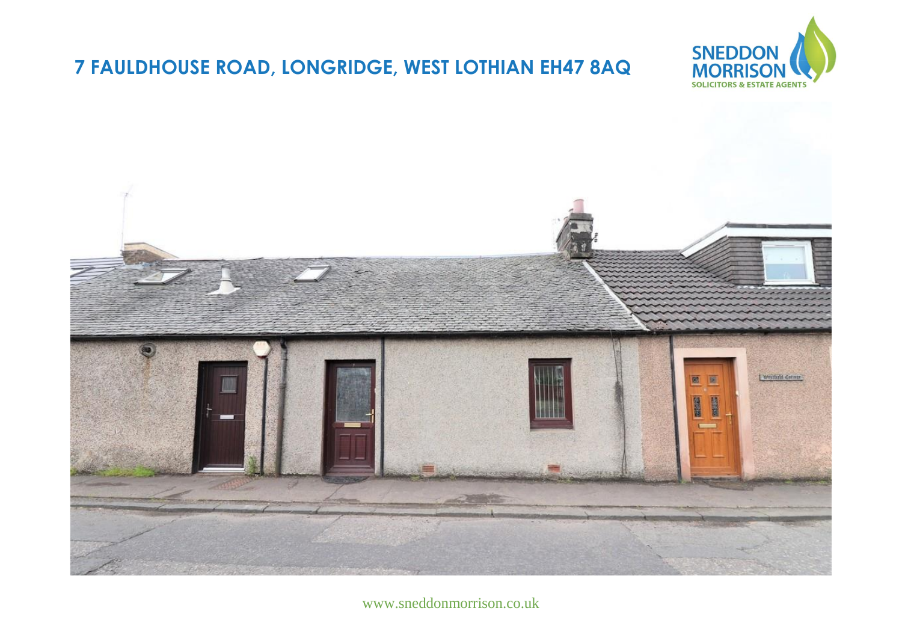# 7 FAULDHOUSE ROAD, LONGRIDGE, WEST LOTHIAN EH47 8AQ

SNEDDON MORRISON
SOLICITORS & ESTATE AGENTS

www.sneddonmorrison.co.uk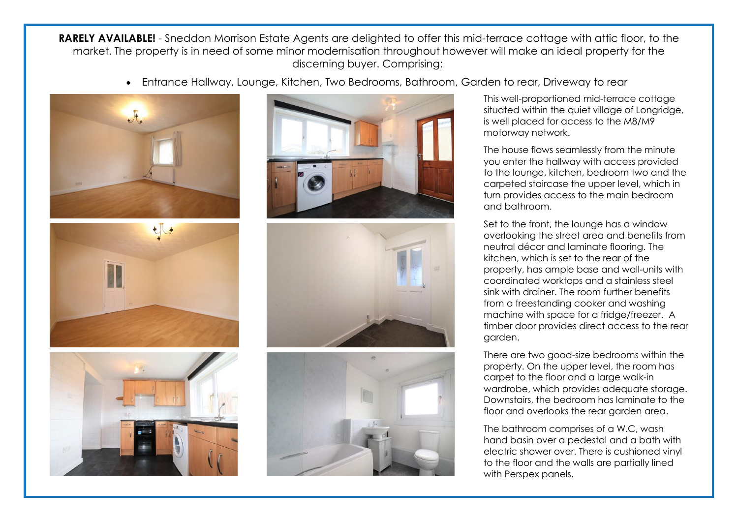**RARELY AVAILABLE!** - Sneddon Morrison Estate Agents are delighted to offer this mid-terrace cottage with attic floor, to the market. The property is in need of some minor modernisation throughout however will make an ideal property for the discerning buyer. Comprising:

- Entrance Hallway, Lounge, Kitchen, Two Bedrooms, Bathroom, Garden to rear, Driveway to rear

This well-proportioned mid-terrace cottage situated within the quiet village of Longridge, is well placed for access to the M8/M9 motorway network.

The house flows seamlessly from the minute you enter the hallway with access provided to the lounge, kitchen, bedroom two and the carpeted staircase the upper level, which in turn provides access to the main bedroom and bathroom.

Set to the front, the lounge has a window overlooking the street area and benefits from neutral décor and laminate flooring. The kitchen, which is set to the rear of the property, has ample base and wall-units with coordinated worktops and a stainless steel sink with drainer. The room further benefits from a freestanding cooker and washing machine with space for a fridge/freezer. A timber door provides direct access to the rear garden.

There are two good-size bedrooms within the property. On the upper level, the room has carpet to the floor and a large walk-in wardrobe, which provides adequate storage. Downstairs, the bedroom has laminate to the floor and overlooks the rear garden area.

The bathroom comprises of a W.C, wash hand basin over a pedestal and a bath with electric shower over. There is cushioned vinyl to the floor and the walls are partially lined with Perspex panels.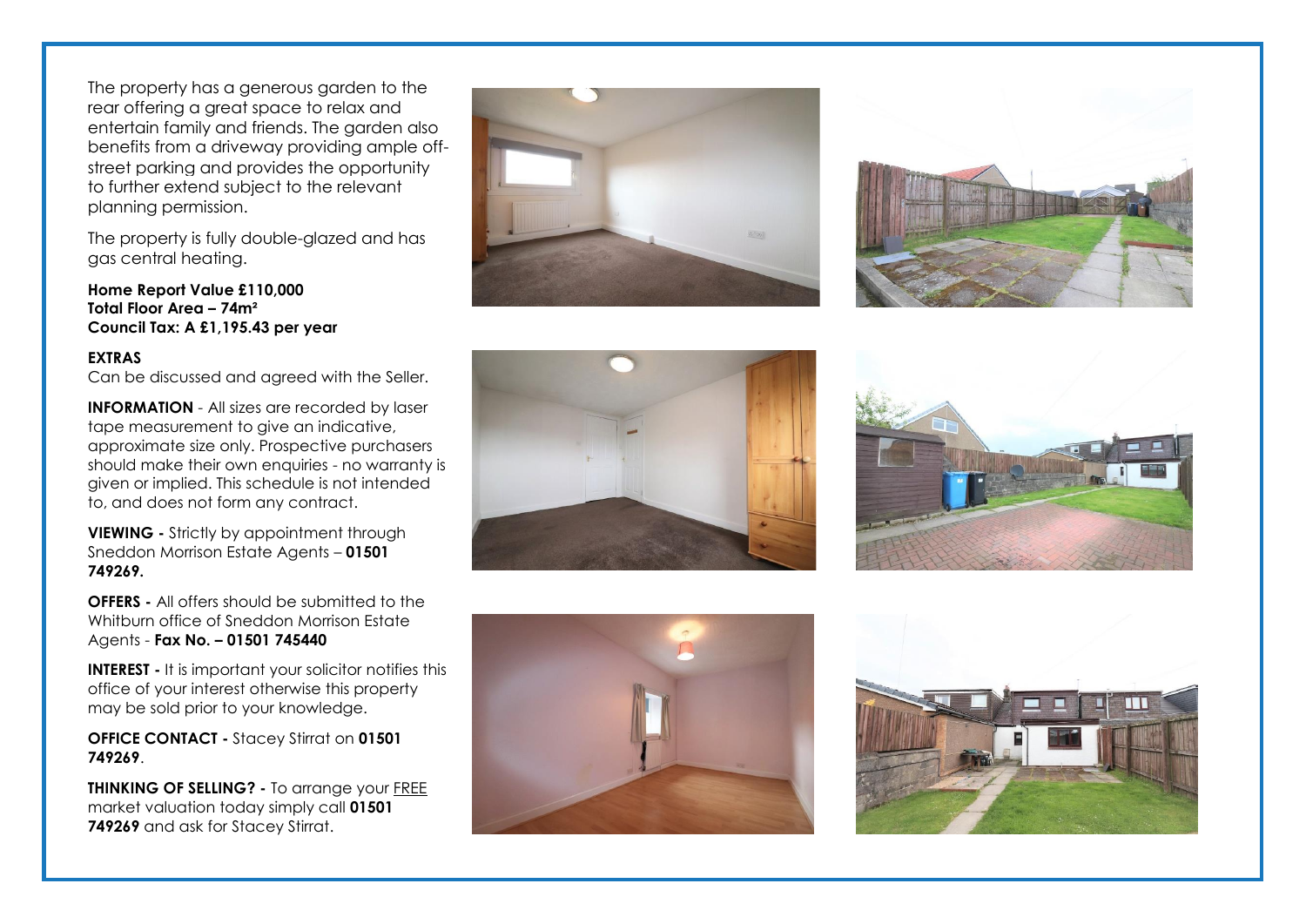The property has a generous garden to the rear offering a great space to relax and entertain family and friends. The garden also benefits from a driveway providing ample off-street parking and provides the opportunity to further extend subject to the relevant planning permission.

The property is fully double-glazed and has gas central heating.

**Home Report Value £110,000**
**Total Floor Area – 74m²**
**Council Tax: A £1,195.43 per year**

**EXTRAS**
Can be discussed and agreed with the Seller.

**INFORMATION** - All sizes are recorded by laser tape measurement to give an indicative, approximate size only. Prospective purchasers should make their own enquiries - no warranty is given or implied. This schedule is not intended to, and does not form any contract.

**VIEWING -** Strictly by appointment through Sneddon Morrison Estate Agents – **01501 749269.**

**OFFERS -** All offers should be submitted to the Whitburn office of Sneddon Morrison Estate Agents - **Fax No. – 01501 745440**

**INTEREST -** It is important your solicitor notifies this office of your interest otherwise this property may be sold prior to your knowledge.

**OFFICE CONTACT -** Stacey Stirrat on **01501 749269**.

**THINKING OF SELLING? -** To arrange your FREE market valuation today simply call **01501 749269** and ask for Stacey Stirrat.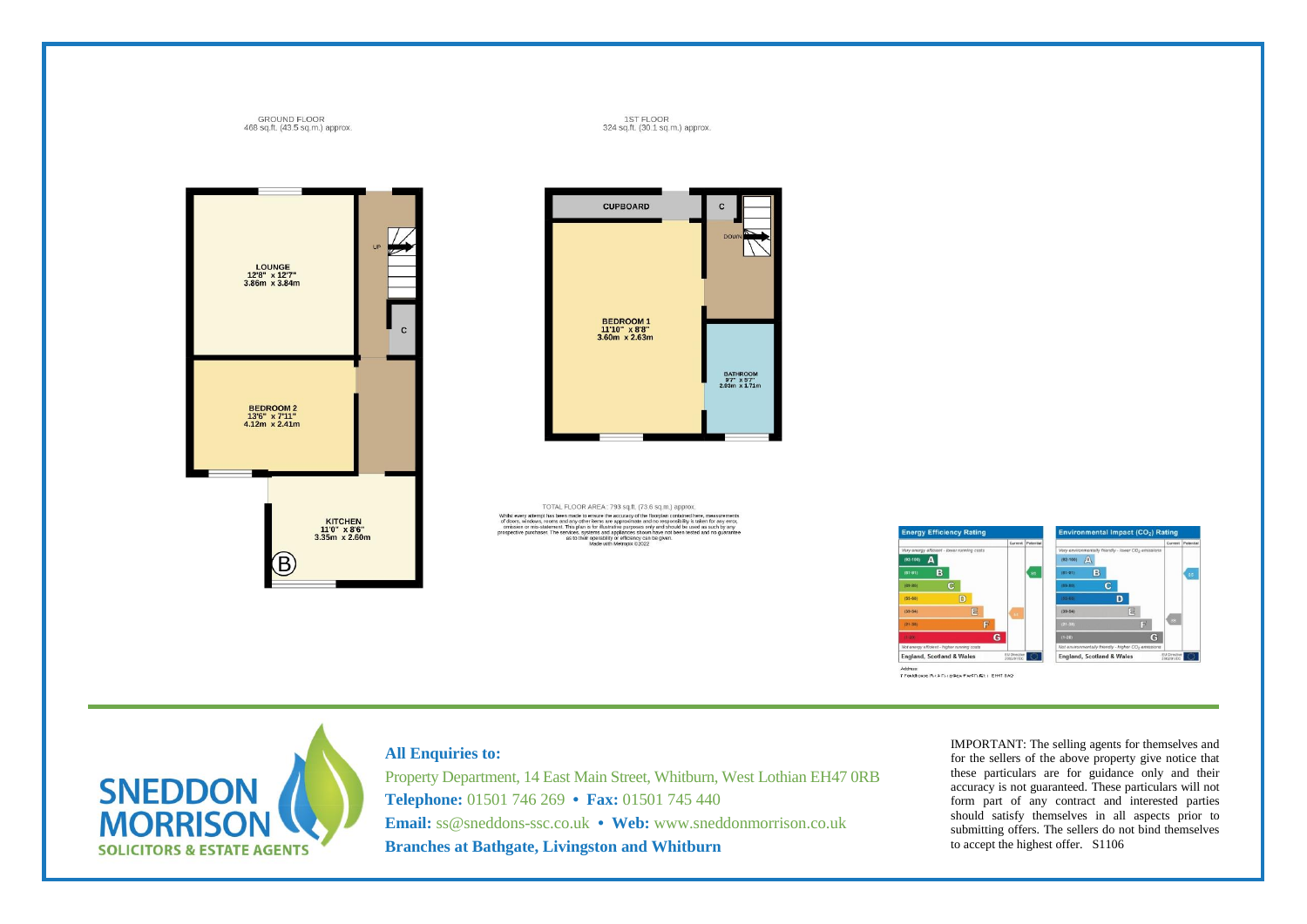GROUND FLOOR
468 sq.ft. (43.5 sq.m.) approx.

1ST FLOOR
324 sq.ft. (30.1 sq.m.) approx.

LOUNGE
12'8" x 12'7"
3.86m x 3.84m

UP

C

BEDROOM 2
13'6" x 7'11"
4.12m x 2.41m

KITCHEN
11'0" x 8'6"
3.35m x 2.60m

B

CUPBOARD

C

DOWN

BEDROOM 1
11'10" x 8'8"
3.60m x 2.63m

BATHROOM
9'7" x 5'7"
2.93m x 1.71m

TOTAL FLOOR AREA : 793 sq.ft. (73.6 sq.m.) approx.

While every attempt has been made to ensure the accuracy of the floorplan contained here, measurements of doors, windows, rooms and any other items are approximate and no responsibility is taken for any error, omission or mis-statement. This plan is for illustrative purposes only and should be used as such by any prospective purchaser. The services, systems and appliances shown have not been tested and no guarantee as to their operability or efficiency can be given.
Made with Metropix ©2022

Energy Efficiency Rating

Current | Potential

Very energy efficient - lower running costs

(92-100) A
(81-91) B
(69-80) C
(55-68) D
(39-54) E
(21-38) F
(1-20) G

Not energy efficient - higher running costs

England, Scotland & Wales

EU Directive 2002/91/EC

Environmental Impact ($CO_2$) Rating

Current | Potential

Very environmentally friendly - lower $CO_2$ emissions

(92-100) A
(81-91) B
(69-80) C
(55-68) D
(39-54) E
(21-38) F
(1-20) G

Not environmentally friendly - higher $CO_2$ emissions

England, Scotland & Wales

EU Directive 2002/91/EC

**All Enquiries to:**

Property Department, 14 East Main Street, Whitburn, West Lothian EH47 0RB

**Telephone:** 01501 746 269 • **Fax:** 01501 745 440

**Email:** ss@sneddons-ssc.co.uk • **Web:** www.sneddonmorrison.co.uk

**Branches at Bathgate, Livingston and Whitburn**

IMPORTANT: The selling agents for themselves and for the sellers of the above property give notice that these particulars are for guidance only and their accuracy is not guaranteed. These particulars will not form part of any contract and interested parties should satisfy themselves in all aspects prior to submitting offers. The sellers do not bind themselves to accept the highest offer. S1106